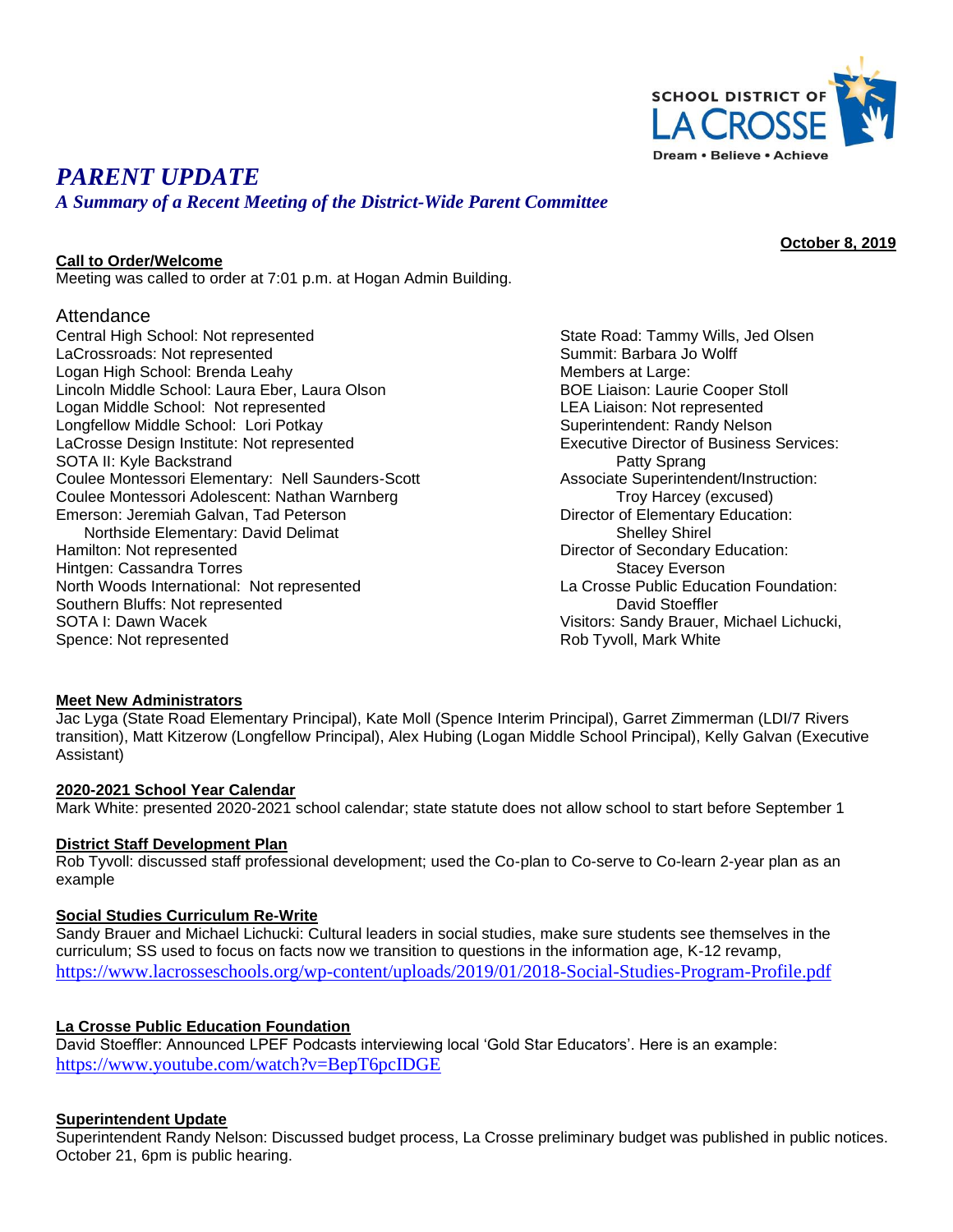# PARENT UPDATE

*A Summary of a Recent Meeting of the District-Wide Parent Committee*

**October 8, 2019**

**Call to Order/Welcome**

Meeting was called to order at 7:01 p.m. at Hogan Admin Building.

## Attendance

Central High School: Not represented
LaCrossroads: Not represented
Logan High School: Brenda Leahy
Lincoln Middle School: Laura Eber, Laura Olson
Logan Middle School: Not represented
Longfellow Middle School: Lori Potkay
LaCrosse Design Institute: Not represented
SOTA II: Kyle Backstrand
Coulee Montessori Elementary: Nell Saunders-Scott
Coulee Montessori Adolescent: Nathan Warnberg
Emerson: Jeremiah Galvan, Tad Peterson
Northside Elementary: David Delimat
Hamilton: Not represented
Hintgen: Cassandra Torres
North Woods International: Not represented
Southern Bluffs: Not represented
SOTA I: Dawn Wacek
Spence: Not represented

State Road: Tammy Wills, Jed Olsen
Summit: Barbara Jo Wolff
Members at Large:
BOE Liaison: Laurie Cooper Stoll
LEA Liaison: Not represented
Superintendent: Randy Nelson
Executive Director of Business Services: Patty Sprang
Associate Superintendent/Instruction: Troy Harcey (excused)
Director of Elementary Education: Shelley Shirel
Director of Secondary Education: Stacey Everson
La Crosse Public Education Foundation: David Stoeffler
Visitors: Sandy Brauer, Michael Lichucki, Rob Tyvoll, Mark White

**Meet New Administrators**

Jac Lyga (State Road Elementary Principal), Kate Moll (Spence Interim Principal), Garret Zimmerman (LDI/7 Rivers transition), Matt Kitzerow (Longfellow Principal), Alex Hubing (Logan Middle School Principal), Kelly Galvan (Executive Assistant)

**2020-2021 School Year Calendar**

Mark White: presented 2020-2021 school calendar; state statute does not allow school to start before September 1

**District Staff Development Plan**

Rob Tyvoll: discussed staff professional development; used the Co-plan to Co-serve to Co-learn 2-year plan as an example

**Social Studies Curriculum Re-Write**

Sandy Brauer and Michael Lichucki: Cultural leaders in social studies, make sure students see themselves in the curriculum; SS used to focus on facts now we transition to questions in the information age, K-12 revamp, https://www.lacrosseschools.org/wp-content/uploads/2019/01/2018-Social-Studies-Program-Profile.pdf

**La Crosse Public Education Foundation**

David Stoeffler: Announced LPEF Podcasts interviewing local 'Gold Star Educators'. Here is an example: https://www.youtube.com/watch?v=BepT6pcIDGE

**Superintendent Update**

Superintendent Randy Nelson: Discussed budget process, La Crosse preliminary budget was published in public notices. October 21, 6pm is public hearing.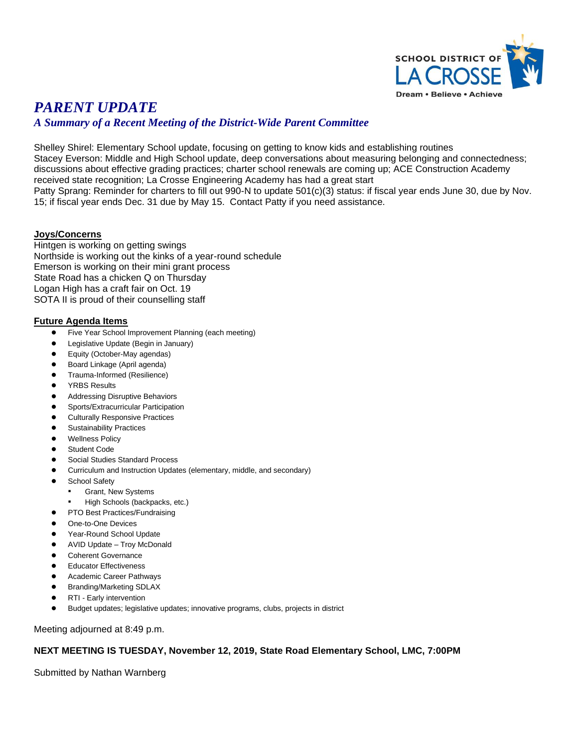SCHOOL DISTRICT OF LA CROSSE
Dream • Believe • Achieve

# *PARENT UPDATE*

## *A Summary of a Recent Meeting of the District-Wide Parent Committee*

Shelley Shirel: Elementary School update, focusing on getting to know kids and establishing routines
Stacey Everson: Middle and High School update, deep conversations about measuring belonging and connectedness; discussions about effective grading practices; charter school renewals are coming up; ACE Construction Academy received state recognition; La Crosse Engineering Academy has had a great start
Patty Sprang: Reminder for charters to fill out 990-N to update 501(c)(3) status: if fiscal year ends June 30, due by Nov. 15; if fiscal year ends Dec. 31 due by May 15. Contact Patty if you need assistance.

**Joys/Concerns**

Hintgen is working on getting swings
Northside is working out the kinks of a year-round schedule
Emerson is working on their mini grant process
State Road has a chicken Q on Thursday
Logan High has a craft fair on Oct. 19
SOTA II is proud of their counselling staff

**Future Agenda Items**

- Five Year School Improvement Planning (each meeting)
- Legislative Update (Begin in January)
- Equity (October-May agendas)
- Board Linkage (April agenda)
- Trauma-Informed (Resilience)
- YRBS Results
- Addressing Disruptive Behaviors
- Sports/Extracurricular Participation
- Culturally Responsive Practices
- Sustainability Practices
- Wellness Policy
- Student Code
- Social Studies Standard Process
- Curriculum and Instruction Updates (elementary, middle, and secondary)
- School Safety
  - Grant, New Systems
  - High Schools (backpacks, etc.)
- PTO Best Practices/Fundraising
- One-to-One Devices
- Year-Round School Update
- AVID Update – Troy McDonald
- Coherent Governance
- Educator Effectiveness
- Academic Career Pathways
- Branding/Marketing SDLAX
- RTI - Early intervention
- Budget updates; legislative updates; innovative programs, clubs, projects in district

Meeting adjourned at 8:49 p.m.

**NEXT MEETING IS TUESDAY, November 12, 2019, State Road Elementary School, LMC, 7:00PM**

Submitted by Nathan Warnberg